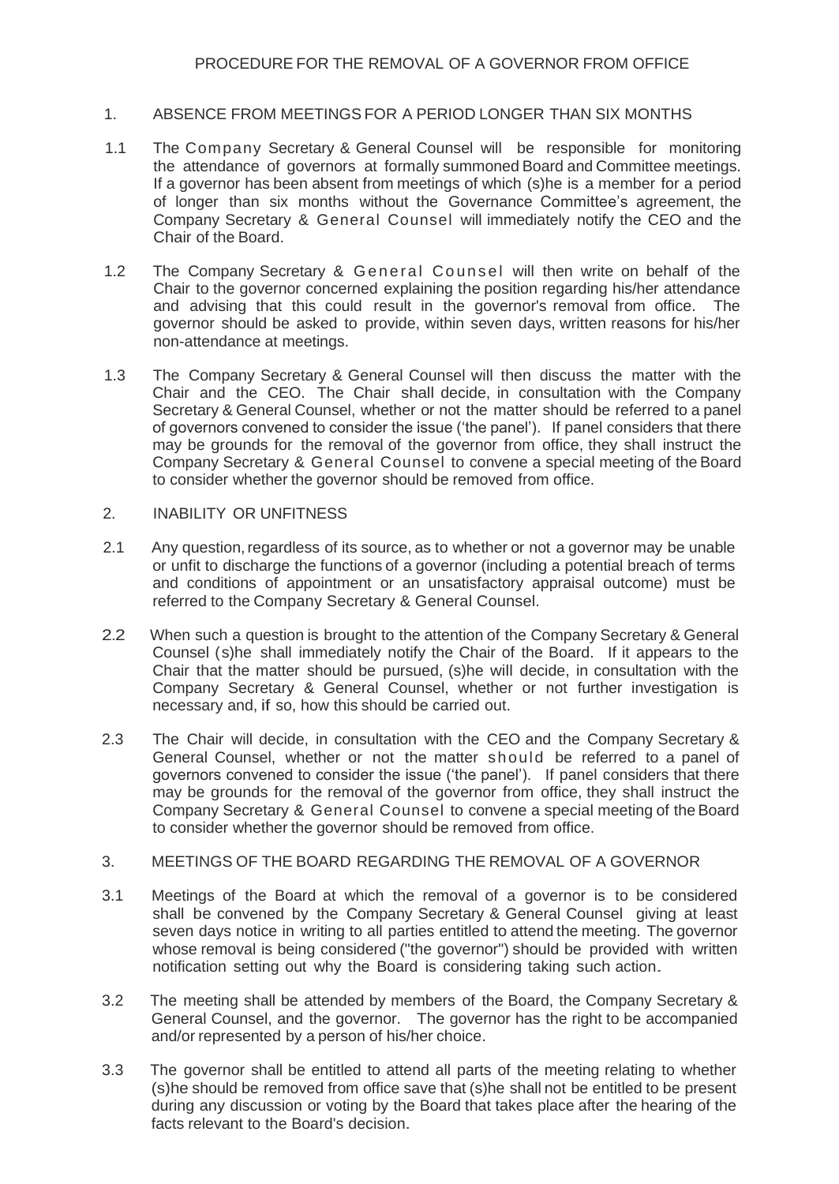# PROCEDURE FOR THE REMOVAL OF A GOVERNOR FROM OFFICE

## 1. ABSENCE FROM MEETINGS FOR A PERIOD LONGER THAN SIX MONTHS

1.1 The Company Secretary & General Counsel will be responsible for monitoring the attendance of governors at formally summoned Board and Committee meetings. If a governor has been absent from meetings of which (s)he is a member for a period of longer than six months without the Governance Committee's agreement, the Company Secretary & General Counsel will immediately notify the CEO and the Chair of the Board.

1.2 The Company Secretary & General Counsel will then write on behalf of the Chair to the governor concerned explaining the position regarding his/her attendance and advising that this could result in the governor's removal from office. The governor should be asked to provide, within seven days, written reasons for his/her non-attendance at meetings.

1.3 The Company Secretary & General Counsel will then discuss the matter with the Chair and the CEO. The Chair shall decide, in consultation with the Company Secretary & General Counsel, whether or not the matter should be referred to a panel of governors convened to consider the issue ('the panel'). If panel considers that there may be grounds for the removal of the governor from office, they shall instruct the Company Secretary & General Counsel to convene a special meeting of the Board to consider whether the governor should be removed from office.

## 2. INABILITY OR UNFITNESS

2.1 Any question, regardless of its source, as to whether or not a governor may be unable or unfit to discharge the functions of a governor (including a potential breach of terms and conditions of appointment or an unsatisfactory appraisal outcome) must be referred to the Company Secretary & General Counsel.

2.2 When such a question is brought to the attention of the Company Secretary & General Counsel (s)he shall immediately notify the Chair of the Board. If it appears to the Chair that the matter should be pursued, (s)he will decide, in consultation with the Company Secretary & General Counsel, whether or not further investigation is necessary and, if so, how this should be carried out.

2.3 The Chair will decide, in consultation with the CEO and the Company Secretary & General Counsel, whether or not the matter should be referred to a panel of governors convened to consider the issue ('the panel'). If panel considers that there may be grounds for the removal of the governor from office, they shall instruct the Company Secretary & General Counsel to convene a special meeting of the Board to consider whether the governor should be removed from office.

## 3. MEETINGS OF THE BOARD REGARDING THE REMOVAL OF A GOVERNOR

3.1 Meetings of the Board at which the removal of a governor is to be considered shall be convened by the Company Secretary & General Counsel giving at least seven days notice in writing to all parties entitled to attend the meeting. The governor whose removal is being considered ("the governor") should be provided with written notification setting out why the Board is considering taking such action.

3.2 The meeting shall be attended by members of the Board, the Company Secretary & General Counsel, and the governor. The governor has the right to be accompanied and/or represented by a person of his/her choice.

3.3 The governor shall be entitled to attend all parts of the meeting relating to whether (s)he should be removed from office save that (s)he shall not be entitled to be present during any discussion or voting by the Board that takes place after the hearing of the facts relevant to the Board's decision.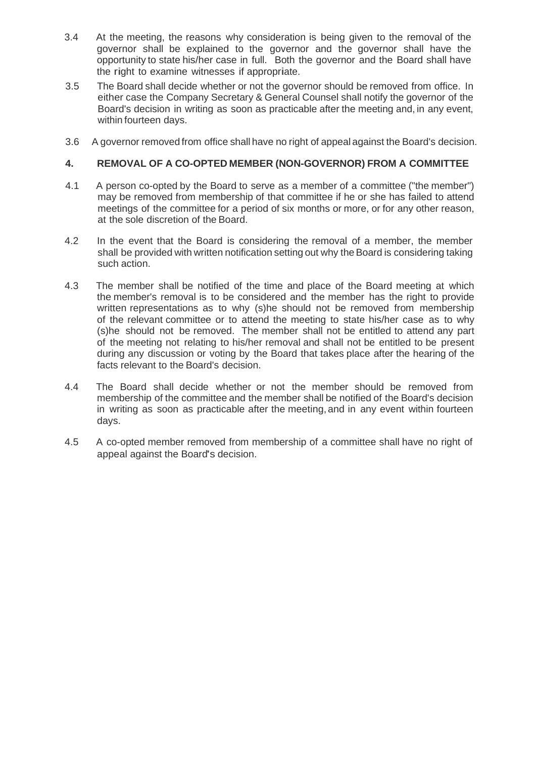3.4 At the meeting, the reasons why consideration is being given to the removal of the governor shall be explained to the governor and the governor shall have the opportunity to state his/her case in full. Both the governor and the Board shall have the right to examine witnesses if appropriate.

3.5 The Board shall decide whether or not the governor should be removed from office. In either case the Company Secretary & General Counsel shall notify the governor of the Board's decision in writing as soon as practicable after the meeting and, in any event, within fourteen days.

3.6 A governor removed from office shall have no right of appeal against the Board's decision.

## 4. REMOVAL OF A CO-OPTED MEMBER (NON-GOVERNOR) FROM A COMMITTEE

4.1 A person co-opted by the Board to serve as a member of a committee ("the member") may be removed from membership of that committee if he or she has failed to attend meetings of the committee for a period of six months or more, or for any other reason, at the sole discretion of the Board.

4.2 In the event that the Board is considering the removal of a member, the member shall be provided with written notification setting out why the Board is considering taking such action.

4.3 The member shall be notified of the time and place of the Board meeting at which the member's removal is to be considered and the member has the right to provide written representations as to why (s)he should not be removed from membership of the relevant committee or to attend the meeting to state his/her case as to why (s)he should not be removed. The member shall not be entitled to attend any part of the meeting not relating to his/her removal and shall not be entitled to be present during any discussion or voting by the Board that takes place after the hearing of the facts relevant to the Board's decision.

4.4 The Board shall decide whether or not the member should be removed from membership of the committee and the member shall be notified of the Board's decision in writing as soon as practicable after the meeting, and in any event within fourteen days.

4.5 A co-opted member removed from membership of a committee shall have no right of appeal against the Board's decision.